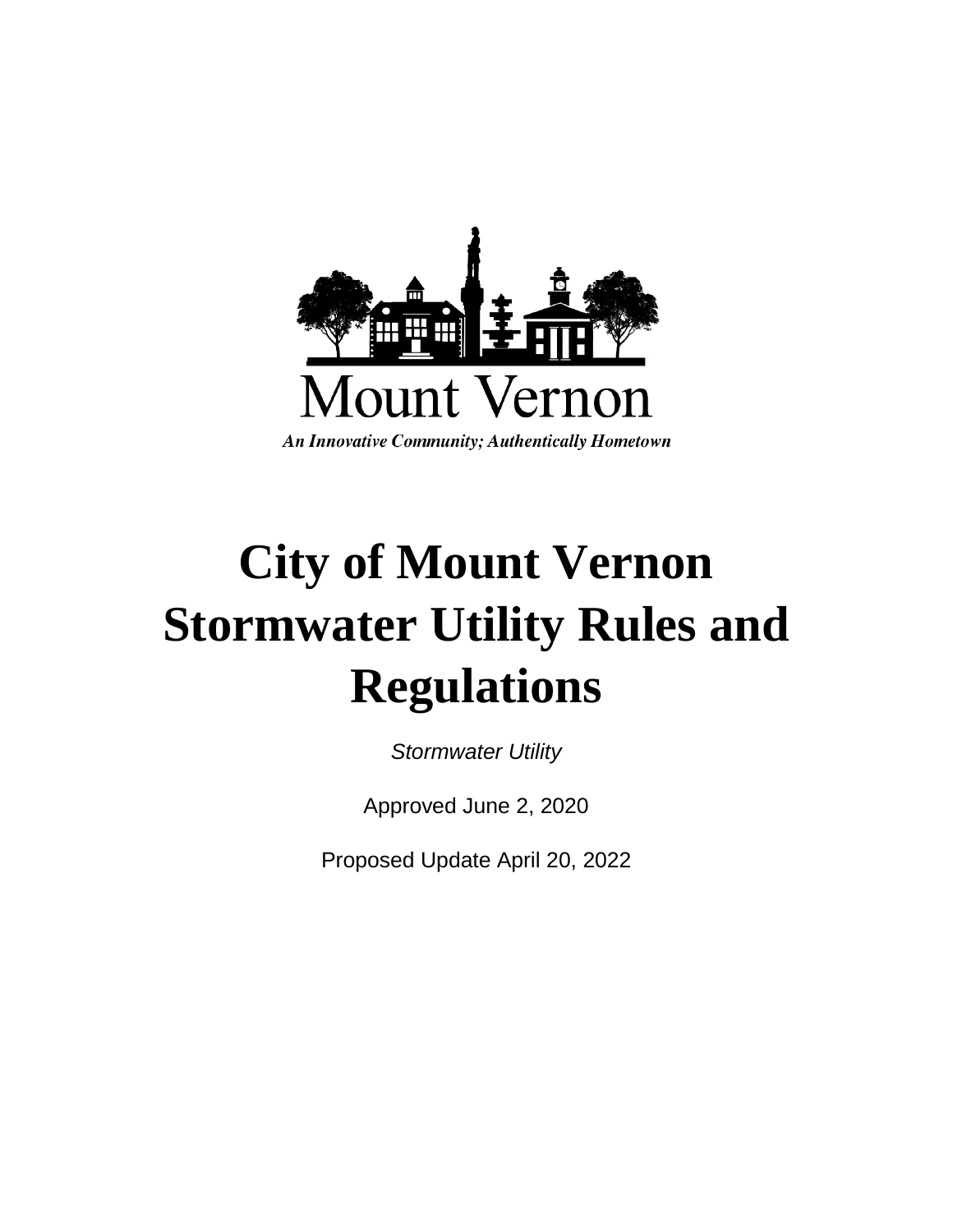Mount Vernon

*An Innovative Community; Authentically Hometown*

# City of Mount Vernon Stormwater Utility Rules and Regulations

*Stormwater Utility*

Approved June 2, 2020

Proposed Update April 20, 2022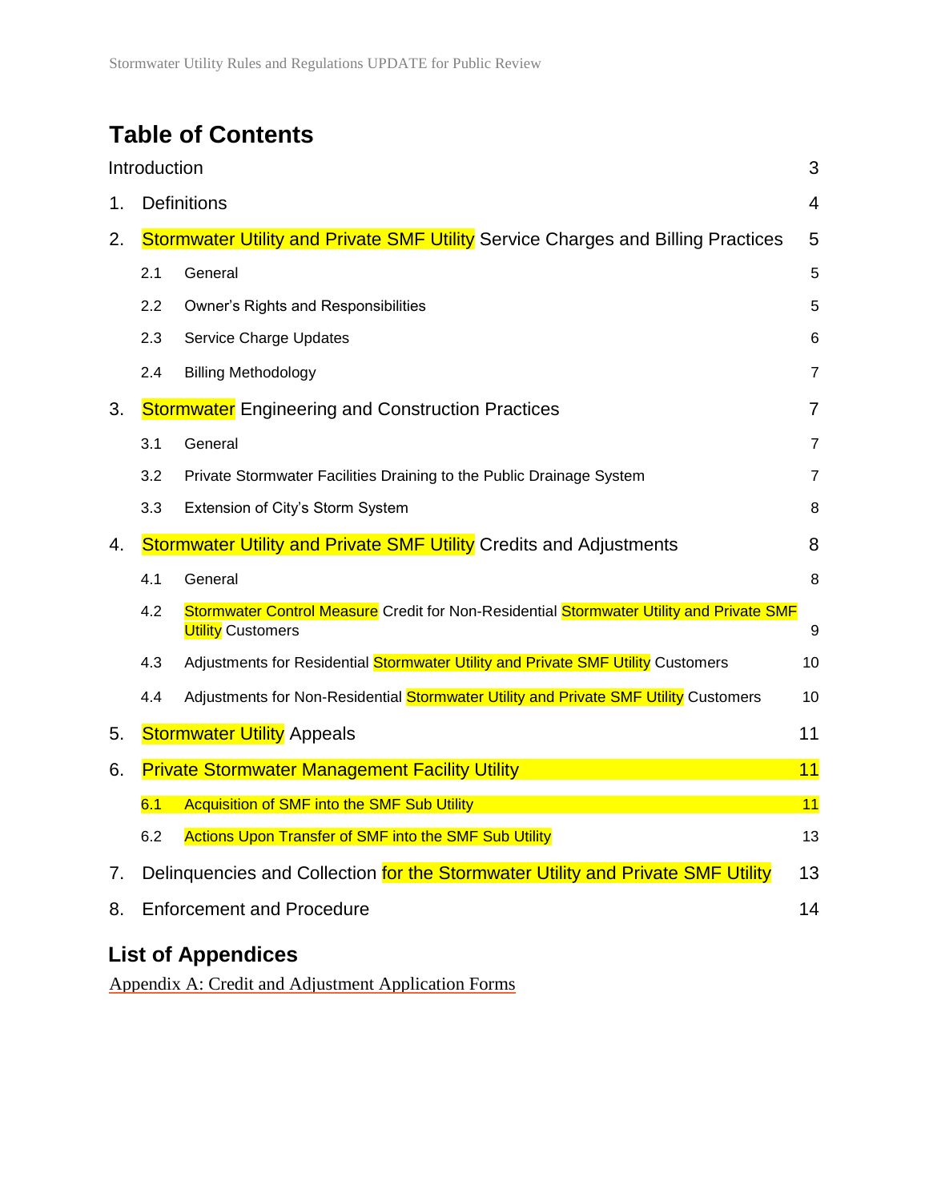## Table of Contents

| | | |
|---|---|---|
| Introduction | | 3 |
| 1. | Definitions | 4 |
| 2. | Stormwater Utility and Private SMF Utility Service Charges and Billing Practices | 5 |
| | 2.1 General | 5 |
| | 2.2 Owner's Rights and Responsibilities | 5 |
| | 2.3 Service Charge Updates | 6 |
| | 2.4 Billing Methodology | 7 |
| 3. | Stormwater Engineering and Construction Practices | 7 |
| | 3.1 General | 7 |
| | 3.2 Private Stormwater Facilities Draining to the Public Drainage System | 7 |
| | 3.3 Extension of City's Storm System | 8 |
| 4. | Stormwater Utility and Private SMF Utility Credits and Adjustments | 8 |
| | 4.1 General | 8 |
| | 4.2 Stormwater Control Measure Credit for Non-Residential Stormwater Utility and Private SMF Utility Customers | 9 |
| | 4.3 Adjustments for Residential Stormwater Utility and Private SMF Utility Customers | 10 |
| | 4.4 Adjustments for Non-Residential Stormwater Utility and Private SMF Utility Customers | 10 |
| 5. | Stormwater Utility Appeals | 11 |
| 6. | Private Stormwater Management Facility Utility | 11 |
| | 6.1 Acquisition of SMF into the SMF Sub Utility | 11 |
| | 6.2 Actions Upon Transfer of SMF into the SMF Sub Utility | 13 |
| 7. | Delinquencies and Collection for the Stormwater Utility and Private SMF Utility | 13 |
| 8. | Enforcement and Procedure | 14 |

## List of Appendices

Appendix A: Credit and Adjustment Application Forms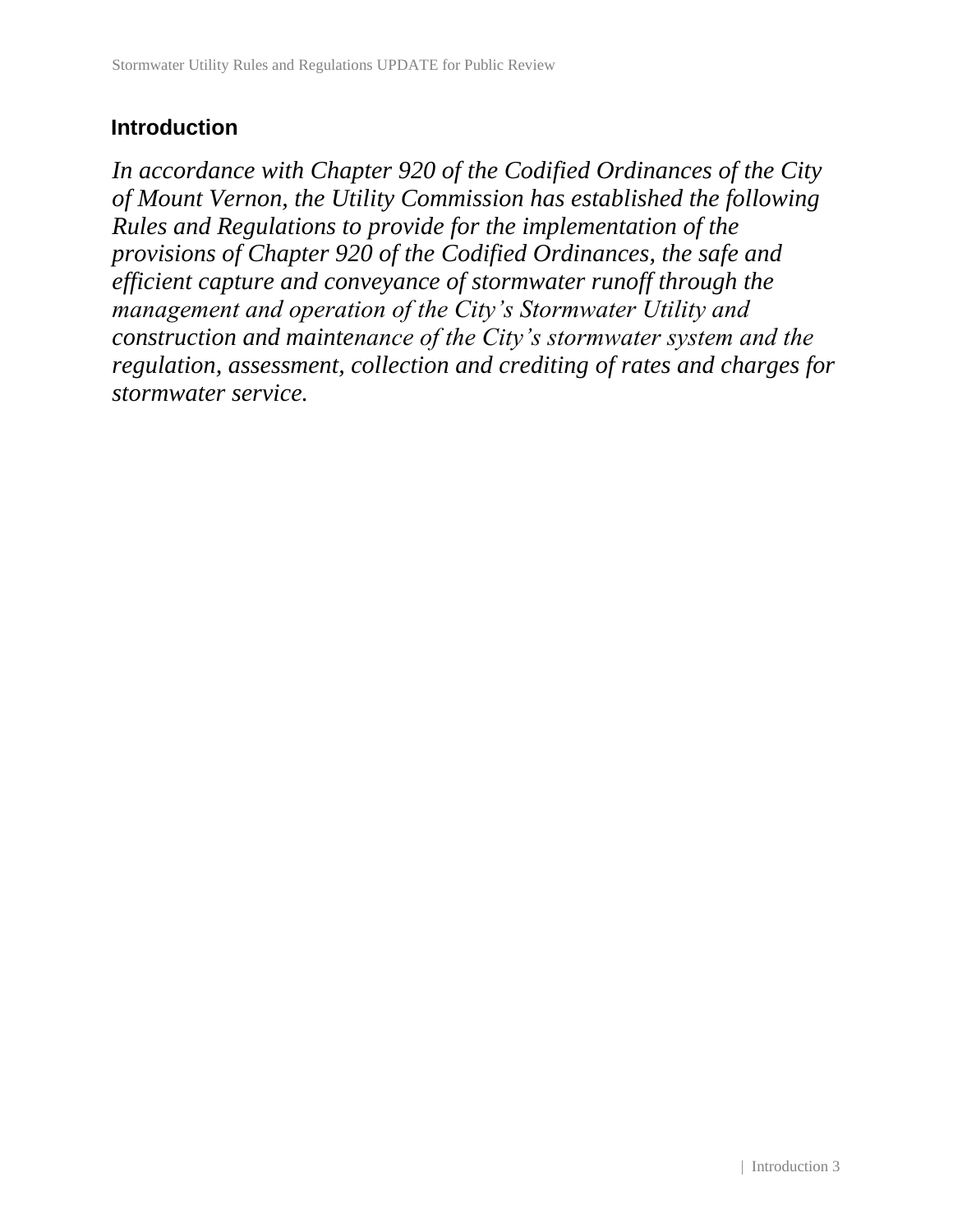## Introduction

*In accordance with Chapter 920 of the Codified Ordinances of the City of Mount Vernon, the Utility Commission has established the following Rules and Regulations to provide for the implementation of the provisions of Chapter 920 of the Codified Ordinances, the safe and efficient capture and conveyance of stormwater runoff through the management and operation of the City's Stormwater Utility and construction and maintenance of the City's stormwater system and the regulation, assessment, collection and crediting of rates and charges for stormwater service.*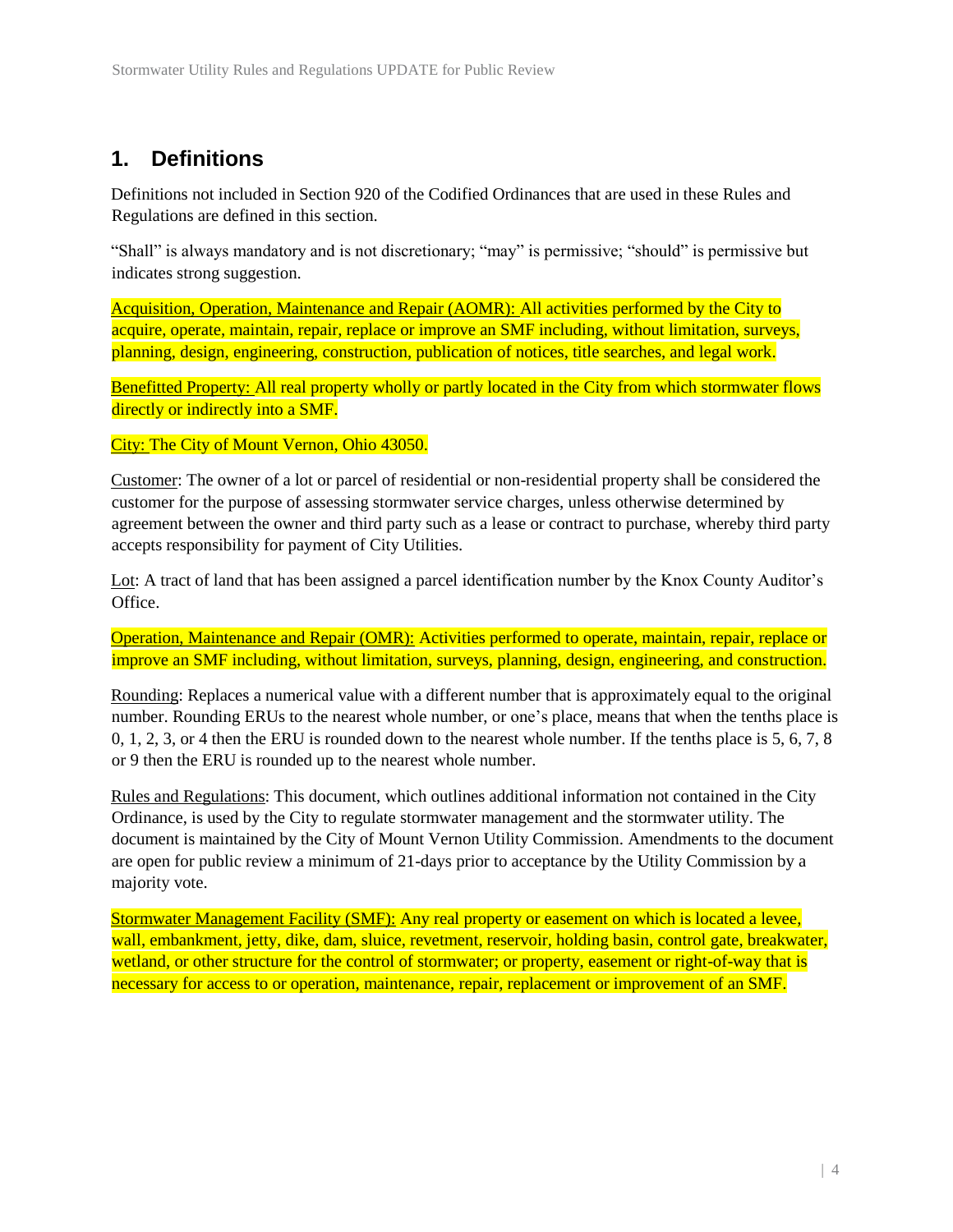# 1. Definitions

Definitions not included in Section 920 of the Codified Ordinances that are used in these Rules and Regulations are defined in this section.

"Shall" is always mandatory and is not discretionary; "may" is permissive; "should" is permissive but indicates strong suggestion.

Acquisition, Operation, Maintenance and Repair (AOMR): All activities performed by the City to acquire, operate, maintain, repair, replace or improve an SMF including, without limitation, surveys, planning, design, engineering, construction, publication of notices, title searches, and legal work.

Benefitted Property: All real property wholly or partly located in the City from which stormwater flows directly or indirectly into a SMF.

City: The City of Mount Vernon, Ohio 43050.

Customer: The owner of a lot or parcel of residential or non-residential property shall be considered the customer for the purpose of assessing stormwater service charges, unless otherwise determined by agreement between the owner and third party such as a lease or contract to purchase, whereby third party accepts responsibility for payment of City Utilities.

Lot: A tract of land that has been assigned a parcel identification number by the Knox County Auditor's Office.

Operation, Maintenance and Repair (OMR): Activities performed to operate, maintain, repair, replace or improve an SMF including, without limitation, surveys, planning, design, engineering, and construction.

Rounding: Replaces a numerical value with a different number that is approximately equal to the original number. Rounding ERUs to the nearest whole number, or one's place, means that when the tenths place is 0, 1, 2, 3, or 4 then the ERU is rounded down to the nearest whole number. If the tenths place is 5, 6, 7, 8 or 9 then the ERU is rounded up to the nearest whole number.

Rules and Regulations: This document, which outlines additional information not contained in the City Ordinance, is used by the City to regulate stormwater management and the stormwater utility. The document is maintained by the City of Mount Vernon Utility Commission. Amendments to the document are open for public review a minimum of 21-days prior to acceptance by the Utility Commission by a majority vote.

Stormwater Management Facility (SMF): Any real property or easement on which is located a levee, wall, embankment, jetty, dike, dam, sluice, revetment, reservoir, holding basin, control gate, breakwater, wetland, or other structure for the control of stormwater; or property, easement or right-of-way that is necessary for access to or operation, maintenance, repair, replacement or improvement of an SMF.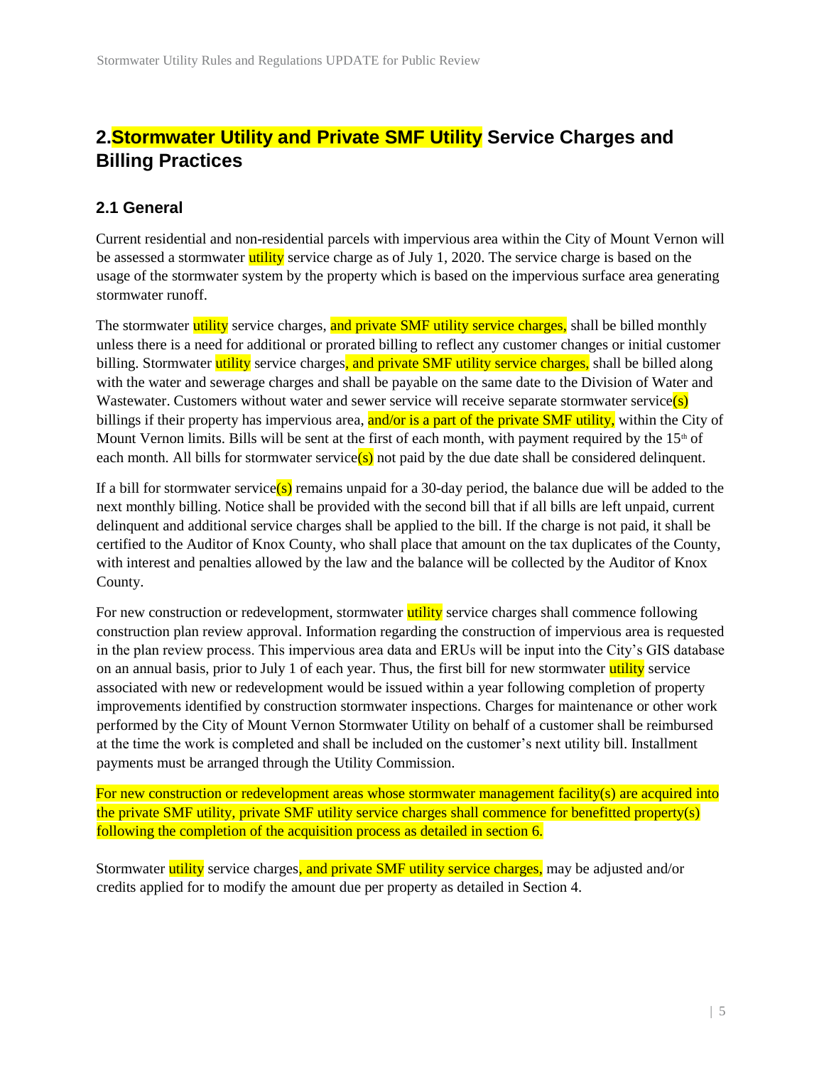## 2. Stormwater Utility and Private SMF Utility Service Charges and Billing Practices

### 2.1 General

Current residential and non-residential parcels with impervious area within the City of Mount Vernon will be assessed a stormwater utility service charge as of July 1, 2020. The service charge is based on the usage of the stormwater system by the property which is based on the impervious surface area generating stormwater runoff.

The stormwater utility service charges, and private SMF utility service charges, shall be billed monthly unless there is a need for additional or prorated billing to reflect any customer changes or initial customer billing. Stormwater utility service charges, and private SMF utility service charges, shall be billed along with the water and sewerage charges and shall be payable on the same date to the Division of Water and Wastewater. Customers without water and sewer service will receive separate stormwater service(s) billings if their property has impervious area, and/or is a part of the private SMF utility, within the City of Mount Vernon limits. Bills will be sent at the first of each month, with payment required by the 15th of each month. All bills for stormwater service(s) not paid by the due date shall be considered delinquent.

If a bill for stormwater service(s) remains unpaid for a 30-day period, the balance due will be added to the next monthly billing. Notice shall be provided with the second bill that if all bills are left unpaid, current delinquent and additional service charges shall be applied to the bill. If the charge is not paid, it shall be certified to the Auditor of Knox County, who shall place that amount on the tax duplicates of the County, with interest and penalties allowed by the law and the balance will be collected by the Auditor of Knox County.

For new construction or redevelopment, stormwater utility service charges shall commence following construction plan review approval. Information regarding the construction of impervious area is requested in the plan review process. This impervious area data and ERUs will be input into the City's GIS database on an annual basis, prior to July 1 of each year. Thus, the first bill for new stormwater utility service associated with new or redevelopment would be issued within a year following completion of property improvements identified by construction stormwater inspections. Charges for maintenance or other work performed by the City of Mount Vernon Stormwater Utility on behalf of a customer shall be reimbursed at the time the work is completed and shall be included on the customer's next utility bill. Installment payments must be arranged through the Utility Commission.

For new construction or redevelopment areas whose stormwater management facility(s) are acquired into the private SMF utility, private SMF utility service charges shall commence for benefitted property(s) following the completion of the acquisition process as detailed in section 6.

Stormwater utility service charges, and private SMF utility service charges, may be adjusted and/or credits applied for to modify the amount due per property as detailed in Section 4.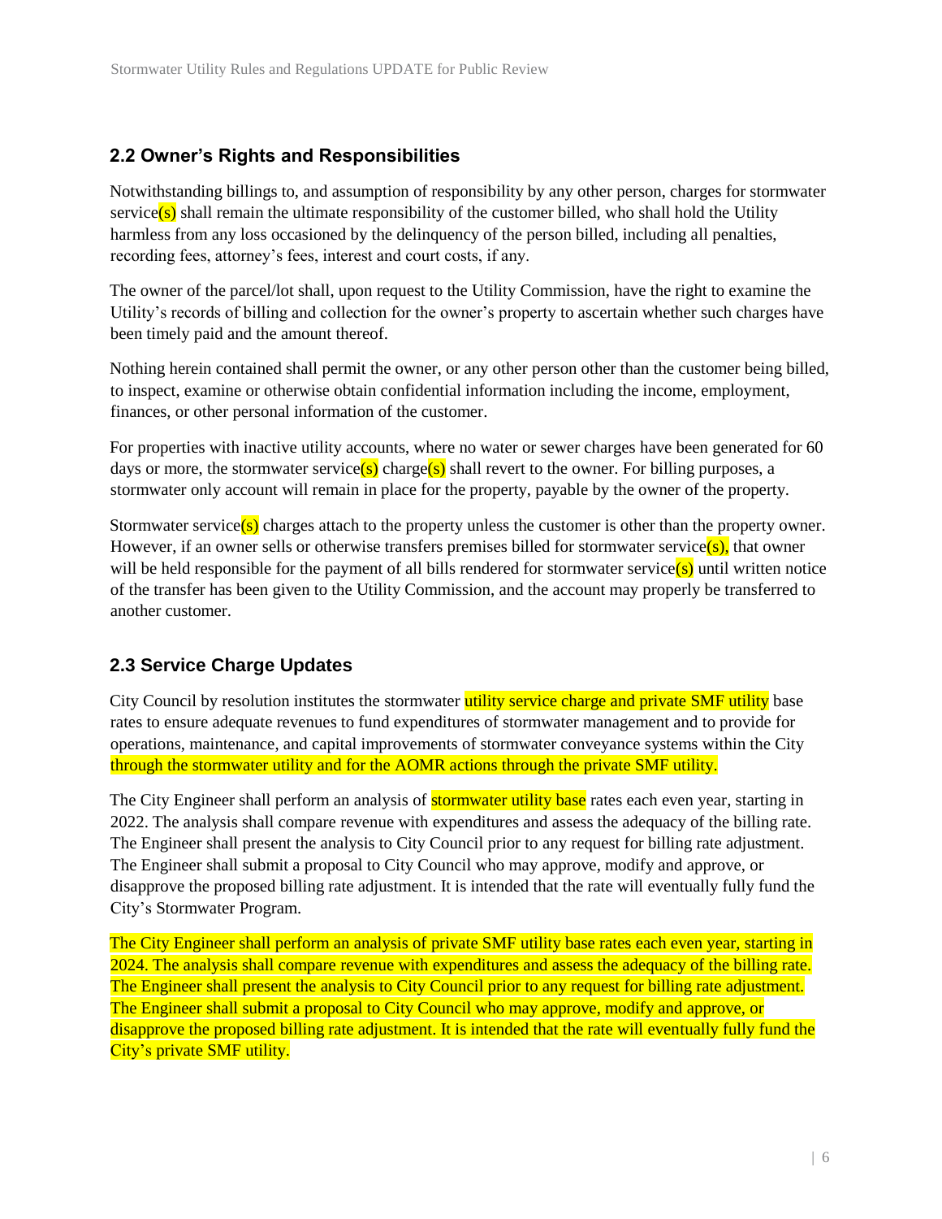## 2.2 Owner's Rights and Responsibilities

Notwithstanding billings to, and assumption of responsibility by any other person, charges for stormwater service(s) shall remain the ultimate responsibility of the customer billed, who shall hold the Utility harmless from any loss occasioned by the delinquency of the person billed, including all penalties, recording fees, attorney's fees, interest and court costs, if any.

The owner of the parcel/lot shall, upon request to the Utility Commission, have the right to examine the Utility's records of billing and collection for the owner's property to ascertain whether such charges have been timely paid and the amount thereof.

Nothing herein contained shall permit the owner, or any other person other than the customer being billed, to inspect, examine or otherwise obtain confidential information including the income, employment, finances, or other personal information of the customer.

For properties with inactive utility accounts, where no water or sewer charges have been generated for 60 days or more, the stormwater service(s) charge(s) shall revert to the owner. For billing purposes, a stormwater only account will remain in place for the property, payable by the owner of the property.

Stormwater service(s) charges attach to the property unless the customer is other than the property owner. However, if an owner sells or otherwise transfers premises billed for stormwater service(s), that owner will be held responsible for the payment of all bills rendered for stormwater service(s) until written notice of the transfer has been given to the Utility Commission, and the account may properly be transferred to another customer.

## 2.3 Service Charge Updates

City Council by resolution institutes the stormwater utility service charge and private SMF utility base rates to ensure adequate revenues to fund expenditures of stormwater management and to provide for operations, maintenance, and capital improvements of stormwater conveyance systems within the City through the stormwater utility and for the AOMR actions through the private SMF utility.

The City Engineer shall perform an analysis of stormwater utility base rates each even year, starting in 2022. The analysis shall compare revenue with expenditures and assess the adequacy of the billing rate. The Engineer shall present the analysis to City Council prior to any request for billing rate adjustment. The Engineer shall submit a proposal to City Council who may approve, modify and approve, or disapprove the proposed billing rate adjustment. It is intended that the rate will eventually fully fund the City's Stormwater Program.

The City Engineer shall perform an analysis of private SMF utility base rates each even year, starting in 2024. The analysis shall compare revenue with expenditures and assess the adequacy of the billing rate. The Engineer shall present the analysis to City Council prior to any request for billing rate adjustment. The Engineer shall submit a proposal to City Council who may approve, modify and approve, or disapprove the proposed billing rate adjustment. It is intended that the rate will eventually fully fund the City's private SMF utility.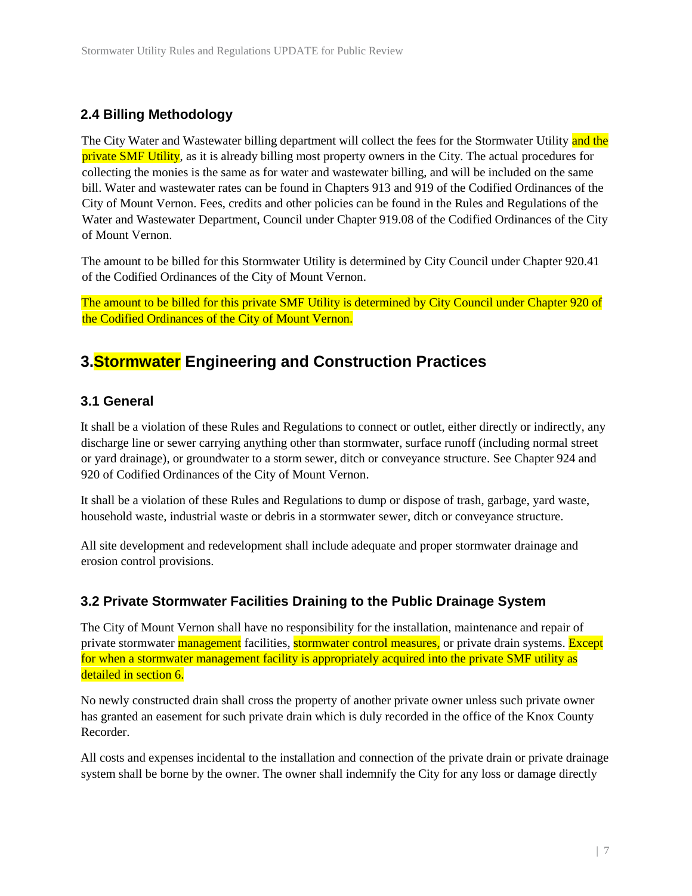### 2.4 Billing Methodology

The City Water and Wastewater billing department will collect the fees for the Stormwater Utility and the private SMF Utility, as it is already billing most property owners in the City. The actual procedures for collecting the monies is the same as for water and wastewater billing, and will be included on the same bill. Water and wastewater rates can be found in Chapters 913 and 919 of the Codified Ordinances of the City of Mount Vernon. Fees, credits and other policies can be found in the Rules and Regulations of the Water and Wastewater Department, Council under Chapter 919.08 of the Codified Ordinances of the City of Mount Vernon.

The amount to be billed for this Stormwater Utility is determined by City Council under Chapter 920.41 of the Codified Ordinances of the City of Mount Vernon.

The amount to be billed for this private SMF Utility is determined by City Council under Chapter 920 of the Codified Ordinances of the City of Mount Vernon.

## 3. Stormwater Engineering and Construction Practices

### 3.1 General

It shall be a violation of these Rules and Regulations to connect or outlet, either directly or indirectly, any discharge line or sewer carrying anything other than stormwater, surface runoff (including normal street or yard drainage), or groundwater to a storm sewer, ditch or conveyance structure. See Chapter 924 and 920 of Codified Ordinances of the City of Mount Vernon.

It shall be a violation of these Rules and Regulations to dump or dispose of trash, garbage, yard waste, household waste, industrial waste or debris in a stormwater sewer, ditch or conveyance structure.

All site development and redevelopment shall include adequate and proper stormwater drainage and erosion control provisions.

### 3.2 Private Stormwater Facilities Draining to the Public Drainage System

The City of Mount Vernon shall have no responsibility for the installation, maintenance and repair of private stormwater management facilities, stormwater control measures, or private drain systems. Except for when a stormwater management facility is appropriately acquired into the private SMF utility as detailed in section 6.

No newly constructed drain shall cross the property of another private owner unless such private owner has granted an easement for such private drain which is duly recorded in the office of the Knox County Recorder.

All costs and expenses incidental to the installation and connection of the private drain or private drainage system shall be borne by the owner. The owner shall indemnify the City for any loss or damage directly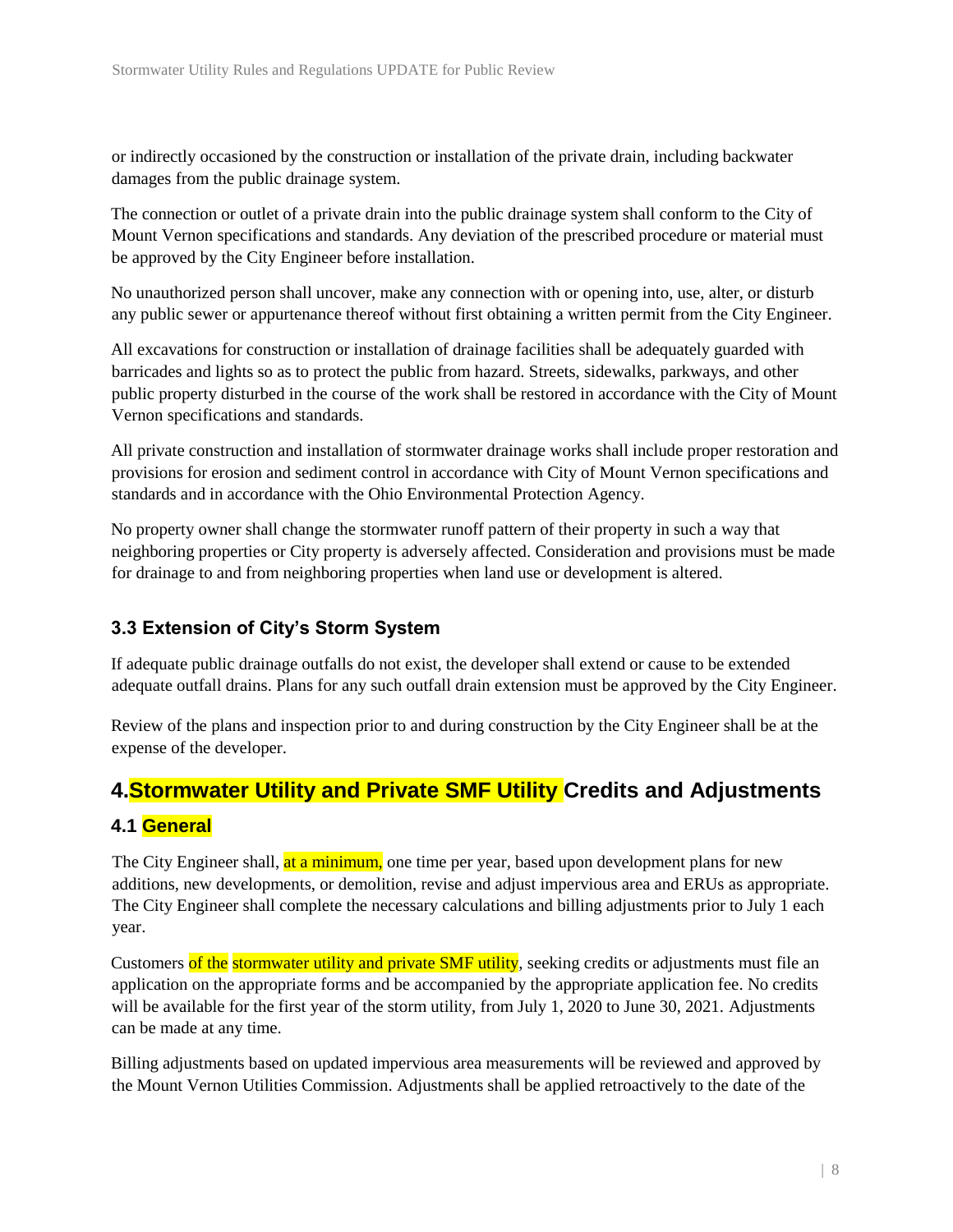or indirectly occasioned by the construction or installation of the private drain, including backwater damages from the public drainage system.

The connection or outlet of a private drain into the public drainage system shall conform to the City of Mount Vernon specifications and standards. Any deviation of the prescribed procedure or material must be approved by the City Engineer before installation.

No unauthorized person shall uncover, make any connection with or opening into, use, alter, or disturb any public sewer or appurtenance thereof without first obtaining a written permit from the City Engineer.

All excavations for construction or installation of drainage facilities shall be adequately guarded with barricades and lights so as to protect the public from hazard. Streets, sidewalks, parkways, and other public property disturbed in the course of the work shall be restored in accordance with the City of Mount Vernon specifications and standards.

All private construction and installation of stormwater drainage works shall include proper restoration and provisions for erosion and sediment control in accordance with City of Mount Vernon specifications and standards and in accordance with the Ohio Environmental Protection Agency.

No property owner shall change the stormwater runoff pattern of their property in such a way that neighboring properties or City property is adversely affected. Consideration and provisions must be made for drainage to and from neighboring properties when land use or development is altered.

### 3.3 Extension of City's Storm System

If adequate public drainage outfalls do not exist, the developer shall extend or cause to be extended adequate outfall drains. Plans for any such outfall drain extension must be approved by the City Engineer.

Review of the plans and inspection prior to and during construction by the City Engineer shall be at the expense of the developer.

## 4. Stormwater Utility and Private SMF Utility Credits and Adjustments

### 4.1 General

The City Engineer shall, at a minimum, one time per year, based upon development plans for new additions, new developments, or demolition, revise and adjust impervious area and ERUs as appropriate. The City Engineer shall complete the necessary calculations and billing adjustments prior to July 1 each year.

Customers of the stormwater utility and private SMF utility, seeking credits or adjustments must file an application on the appropriate forms and be accompanied by the appropriate application fee. No credits will be available for the first year of the storm utility, from July 1, 2020 to June 30, 2021. Adjustments can be made at any time.

Billing adjustments based on updated impervious area measurements will be reviewed and approved by the Mount Vernon Utilities Commission. Adjustments shall be applied retroactively to the date of the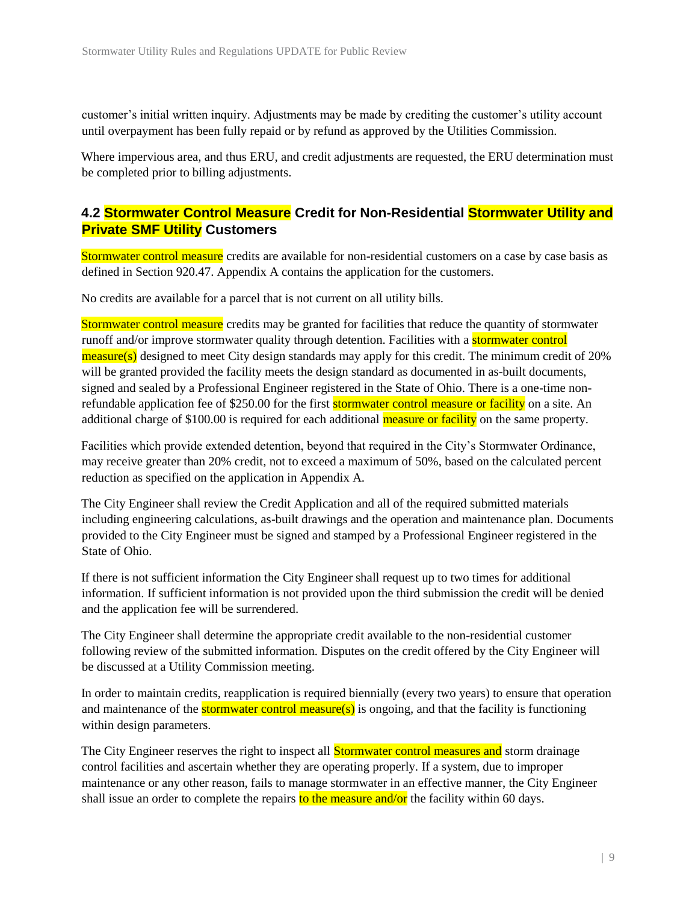customer's initial written inquiry. Adjustments may be made by crediting the customer's utility account until overpayment has been fully repaid or by refund as approved by the Utilities Commission.

Where impervious area, and thus ERU, and credit adjustments are requested, the ERU determination must be completed prior to billing adjustments.

## 4.2 Stormwater Control Measure Credit for Non-Residential Stormwater Utility and Private SMF Utility Customers

Stormwater control measure credits are available for non-residential customers on a case by case basis as defined in Section 920.47. Appendix A contains the application for the customers.

No credits are available for a parcel that is not current on all utility bills.

Stormwater control measure credits may be granted for facilities that reduce the quantity of stormwater runoff and/or improve stormwater quality through detention. Facilities with a stormwater control measure(s) designed to meet City design standards may apply for this credit. The minimum credit of 20% will be granted provided the facility meets the design standard as documented in as-built documents, signed and sealed by a Professional Engineer registered in the State of Ohio. There is a one-time non-refundable application fee of $250.00 for the first stormwater control measure or facility on a site. An additional charge of $100.00 is required for each additional measure or facility on the same property.

Facilities which provide extended detention, beyond that required in the City's Stormwater Ordinance, may receive greater than 20% credit, not to exceed a maximum of 50%, based on the calculated percent reduction as specified on the application in Appendix A.

The City Engineer shall review the Credit Application and all of the required submitted materials including engineering calculations, as-built drawings and the operation and maintenance plan. Documents provided to the City Engineer must be signed and stamped by a Professional Engineer registered in the State of Ohio.

If there is not sufficient information the City Engineer shall request up to two times for additional information. If sufficient information is not provided upon the third submission the credit will be denied and the application fee will be surrendered.

The City Engineer shall determine the appropriate credit available to the non-residential customer following review of the submitted information. Disputes on the credit offered by the City Engineer will be discussed at a Utility Commission meeting.

In order to maintain credits, reapplication is required biennially (every two years) to ensure that operation and maintenance of the stormwater control measure(s) is ongoing, and that the facility is functioning within design parameters.

The City Engineer reserves the right to inspect all Stormwater control measures and storm drainage control facilities and ascertain whether they are operating properly. If a system, due to improper maintenance or any other reason, fails to manage stormwater in an effective manner, the City Engineer shall issue an order to complete the repairs to the measure and/or the facility within 60 days.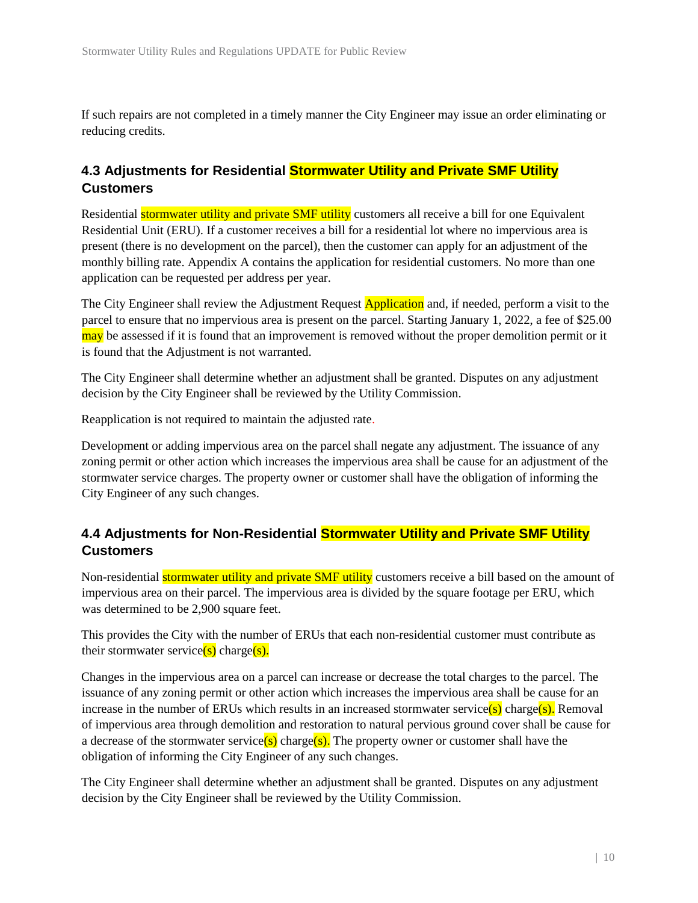If such repairs are not completed in a timely manner the City Engineer may issue an order eliminating or reducing credits.

## 4.3 Adjustments for Residential Stormwater Utility and Private SMF Utility Customers

Residential stormwater utility and private SMF utility customers all receive a bill for one Equivalent Residential Unit (ERU). If a customer receives a bill for a residential lot where no impervious area is present (there is no development on the parcel), then the customer can apply for an adjustment of the monthly billing rate. Appendix A contains the application for residential customers. No more than one application can be requested per address per year.

The City Engineer shall review the Adjustment Request Application and, if needed, perform a visit to the parcel to ensure that no impervious area is present on the parcel. Starting January 1, 2022, a fee of $25.00 may be assessed if it is found that an improvement is removed without the proper demolition permit or it is found that the Adjustment is not warranted.

The City Engineer shall determine whether an adjustment shall be granted. Disputes on any adjustment decision by the City Engineer shall be reviewed by the Utility Commission.

Reapplication is not required to maintain the adjusted rate.

Development or adding impervious area on the parcel shall negate any adjustment. The issuance of any zoning permit or other action which increases the impervious area shall be cause for an adjustment of the stormwater service charges. The property owner or customer shall have the obligation of informing the City Engineer of any such changes.

## 4.4 Adjustments for Non-Residential Stormwater Utility and Private SMF Utility Customers

Non-residential stormwater utility and private SMF utility customers receive a bill based on the amount of impervious area on their parcel. The impervious area is divided by the square footage per ERU, which was determined to be 2,900 square feet.

This provides the City with the number of ERUs that each non-residential customer must contribute as their stormwater service(s) charge(s).

Changes in the impervious area on a parcel can increase or decrease the total charges to the parcel. The issuance of any zoning permit or other action which increases the impervious area shall be cause for an increase in the number of ERUs which results in an increased stormwater service(s) charge(s). Removal of impervious area through demolition and restoration to natural pervious ground cover shall be cause for a decrease of the stormwater service(s) charge(s). The property owner or customer shall have the obligation of informing the City Engineer of any such changes.

The City Engineer shall determine whether an adjustment shall be granted. Disputes on any adjustment decision by the City Engineer shall be reviewed by the Utility Commission.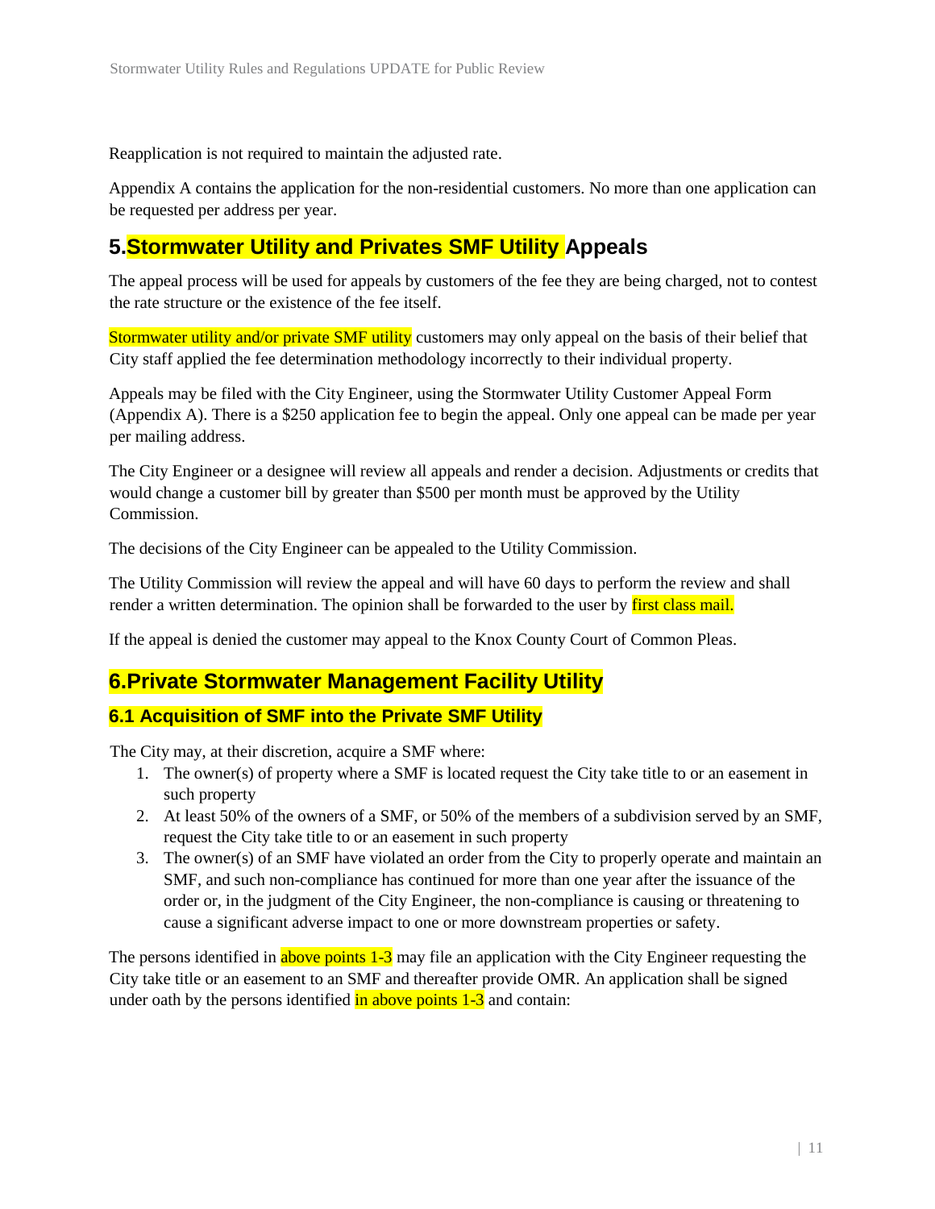Reapplication is not required to maintain the adjusted rate.

Appendix A contains the application for the non-residential customers. No more than one application can be requested per address per year.

## 5.Stormwater Utility and Privates SMF Utility Appeals

The appeal process will be used for appeals by customers of the fee they are being charged, not to contest the rate structure or the existence of the fee itself.

Stormwater utility and/or private SMF utility customers may only appeal on the basis of their belief that City staff applied the fee determination methodology incorrectly to their individual property.

Appeals may be filed with the City Engineer, using the Stormwater Utility Customer Appeal Form (Appendix A). There is a $250 application fee to begin the appeal. Only one appeal can be made per year per mailing address.

The City Engineer or a designee will review all appeals and render a decision. Adjustments or credits that would change a customer bill by greater than $500 per month must be approved by the Utility Commission.

The decisions of the City Engineer can be appealed to the Utility Commission.

The Utility Commission will review the appeal and will have 60 days to perform the review and shall render a written determination. The opinion shall be forwarded to the user by first class mail.

If the appeal is denied the customer may appeal to the Knox County Court of Common Pleas.

## 6.Private Stormwater Management Facility Utility

### 6.1 Acquisition of SMF into the Private SMF Utility

The City may, at their discretion, acquire a SMF where:

1. The owner(s) of property where a SMF is located request the City take title to or an easement in such property
2. At least 50% of the owners of a SMF, or 50% of the members of a subdivision served by an SMF, request the City take title to or an easement in such property
3. The owner(s) of an SMF have violated an order from the City to properly operate and maintain an SMF, and such non-compliance has continued for more than one year after the issuance of the order or, in the judgment of the City Engineer, the non-compliance is causing or threatening to cause a significant adverse impact to one or more downstream properties or safety.

The persons identified in above points 1-3 may file an application with the City Engineer requesting the City take title or an easement to an SMF and thereafter provide OMR. An application shall be signed under oath by the persons identified in above points 1-3 and contain: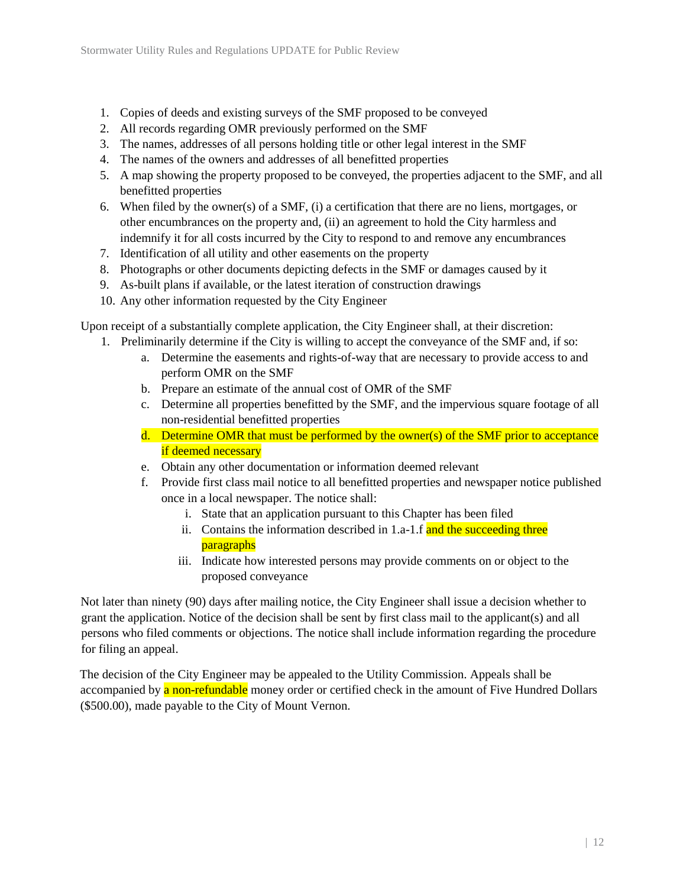1. Copies of deeds and existing surveys of the SMF proposed to be conveyed
2. All records regarding OMR previously performed on the SMF
3. The names, addresses of all persons holding title or other legal interest in the SMF
4. The names of the owners and addresses of all benefitted properties
5. A map showing the property proposed to be conveyed, the properties adjacent to the SMF, and all benefitted properties
6. When filed by the owner(s) of a SMF, (i) a certification that there are no liens, mortgages, or other encumbrances on the property and, (ii) an agreement to hold the City harmless and indemnify it for all costs incurred by the City to respond to and remove any encumbrances
7. Identification of all utility and other easements on the property
8. Photographs or other documents depicting defects in the SMF or damages caused by it
9. As-built plans if available, or the latest iteration of construction drawings
10. Any other information requested by the City Engineer

Upon receipt of a substantially complete application, the City Engineer shall, at their discretion:

1. Preliminarily determine if the City is willing to accept the conveyance of the SMF and, if so:
    a. Determine the easements and rights-of-way that are necessary to provide access to and perform OMR on the SMF
    b. Prepare an estimate of the annual cost of OMR of the SMF
    c. Determine all properties benefitted by the SMF, and the impervious square footage of all non-residential benefitted properties
    d. Determine OMR that must be performed by the owner(s) of the SMF prior to acceptance if deemed necessary
    e. Obtain any other documentation or information deemed relevant
    f. Provide first class mail notice to all benefitted properties and newspaper notice published once in a local newspaper. The notice shall:
        i. State that an application pursuant to this Chapter has been filed
        ii. Contains the information described in 1.a-1.f and the succeeding three paragraphs
        iii. Indicate how interested persons may provide comments on or object to the proposed conveyance

Not later than ninety (90) days after mailing notice, the City Engineer shall issue a decision whether to grant the application. Notice of the decision shall be sent by first class mail to the applicant(s) and all persons who filed comments or objections. The notice shall include information regarding the procedure for filing an appeal.

The decision of the City Engineer may be appealed to the Utility Commission. Appeals shall be accompanied by a non-refundable money order or certified check in the amount of Five Hundred Dollars ($500.00), made payable to the City of Mount Vernon.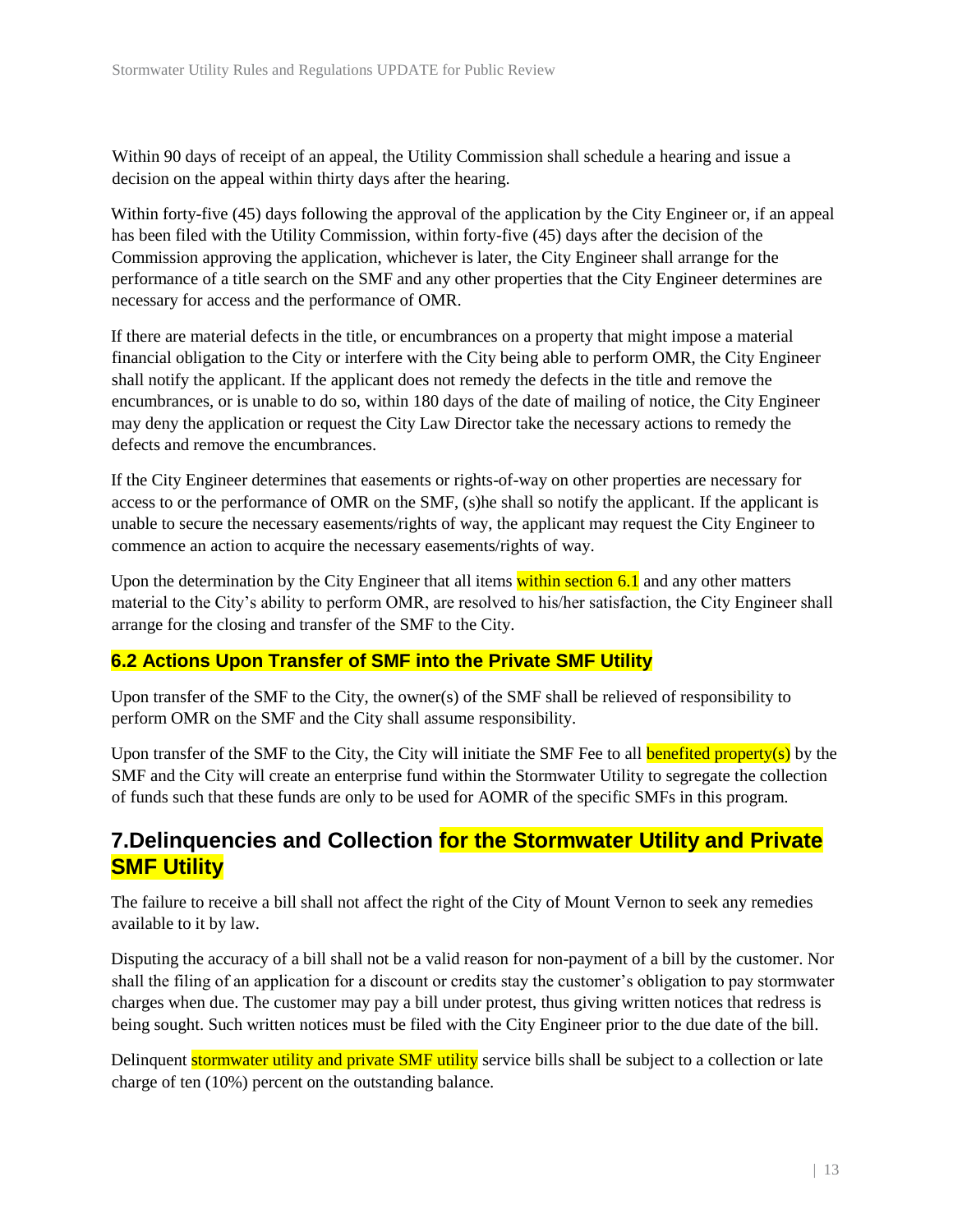Within 90 days of receipt of an appeal, the Utility Commission shall schedule a hearing and issue a decision on the appeal within thirty days after the hearing.

Within forty-five (45) days following the approval of the application by the City Engineer or, if an appeal has been filed with the Utility Commission, within forty-five (45) days after the decision of the Commission approving the application, whichever is later, the City Engineer shall arrange for the performance of a title search on the SMF and any other properties that the City Engineer determines are necessary for access and the performance of OMR.

If there are material defects in the title, or encumbrances on a property that might impose a material financial obligation to the City or interfere with the City being able to perform OMR, the City Engineer shall notify the applicant. If the applicant does not remedy the defects in the title and remove the encumbrances, or is unable to do so, within 180 days of the date of mailing of notice, the City Engineer may deny the application or request the City Law Director take the necessary actions to remedy the defects and remove the encumbrances.

If the City Engineer determines that easements or rights-of-way on other properties are necessary for access to or the performance of OMR on the SMF, (s)he shall so notify the applicant. If the applicant is unable to secure the necessary easements/rights of way, the applicant may request the City Engineer to commence an action to acquire the necessary easements/rights of way.

Upon the determination by the City Engineer that all items within section 6.1 and any other matters material to the City's ability to perform OMR, are resolved to his/her satisfaction, the City Engineer shall arrange for the closing and transfer of the SMF to the City.

### 6.2 Actions Upon Transfer of SMF into the Private SMF Utility

Upon transfer of the SMF to the City, the owner(s) of the SMF shall be relieved of responsibility to perform OMR on the SMF and the City shall assume responsibility.

Upon transfer of the SMF to the City, the City will initiate the SMF Fee to all benefited property(s) by the SMF and the City will create an enterprise fund within the Stormwater Utility to segregate the collection of funds such that these funds are only to be used for AOMR of the specific SMFs in this program.

## 7.Delinquencies and Collection for the Stormwater Utility and Private SMF Utility

The failure to receive a bill shall not affect the right of the City of Mount Vernon to seek any remedies available to it by law.

Disputing the accuracy of a bill shall not be a valid reason for non-payment of a bill by the customer. Nor shall the filing of an application for a discount or credits stay the customer's obligation to pay stormwater charges when due. The customer may pay a bill under protest, thus giving written notices that redress is being sought. Such written notices must be filed with the City Engineer prior to the due date of the bill.

Delinquent stormwater utility and private SMF utility service bills shall be subject to a collection or late charge of ten (10%) percent on the outstanding balance.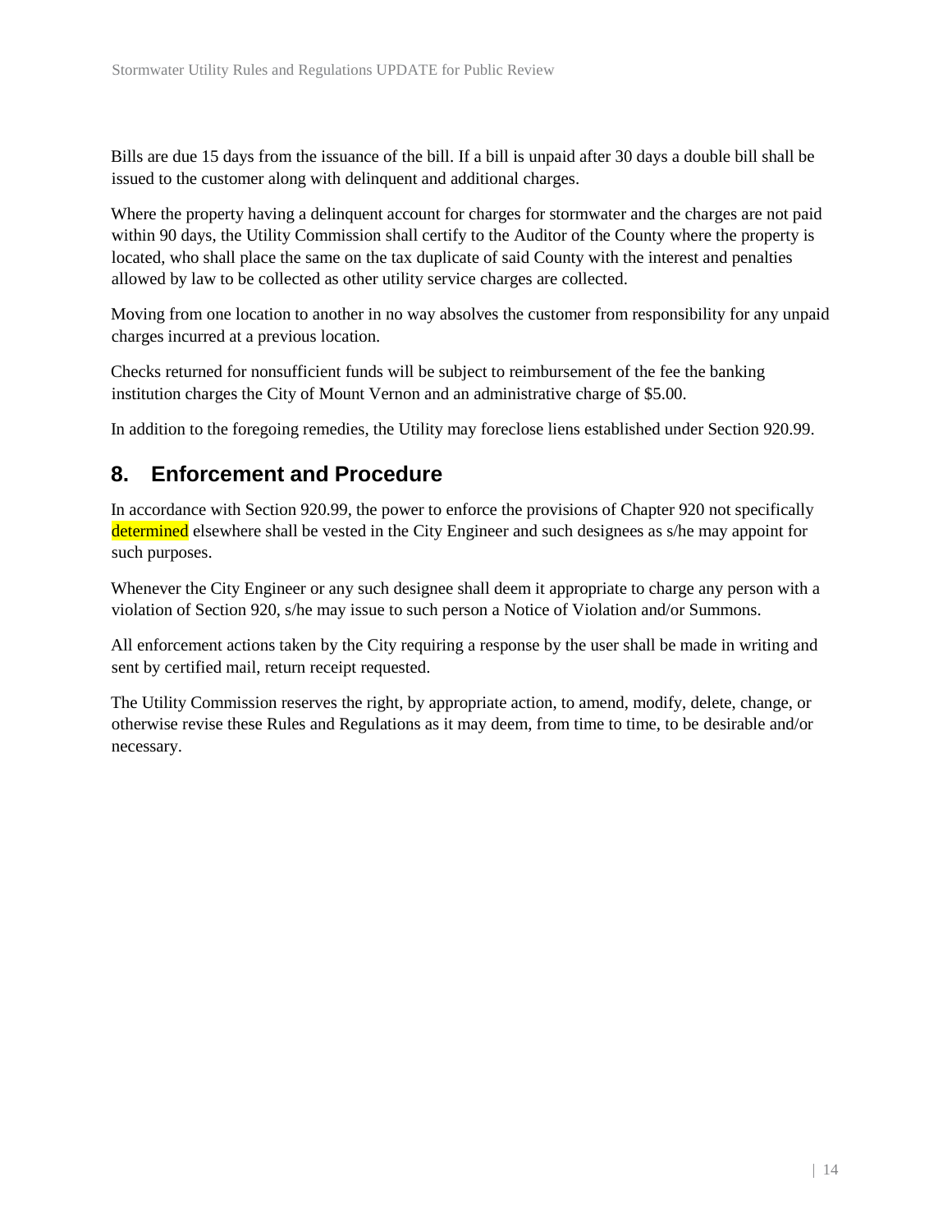Bills are due 15 days from the issuance of the bill. If a bill is unpaid after 30 days a double bill shall be issued to the customer along with delinquent and additional charges.

Where the property having a delinquent account for charges for stormwater and the charges are not paid within 90 days, the Utility Commission shall certify to the Auditor of the County where the property is located, who shall place the same on the tax duplicate of said County with the interest and penalties allowed by law to be collected as other utility service charges are collected.

Moving from one location to another in no way absolves the customer from responsibility for any unpaid charges incurred at a previous location.

Checks returned for nonsufficient funds will be subject to reimbursement of the fee the banking institution charges the City of Mount Vernon and an administrative charge of $5.00.

In addition to the foregoing remedies, the Utility may foreclose liens established under Section 920.99.

## 8. Enforcement and Procedure

In accordance with Section 920.99, the power to enforce the provisions of Chapter 920 not specifically determined elsewhere shall be vested in the City Engineer and such designees as s/he may appoint for such purposes.

Whenever the City Engineer or any such designee shall deem it appropriate to charge any person with a violation of Section 920, s/he may issue to such person a Notice of Violation and/or Summons.

All enforcement actions taken by the City requiring a response by the user shall be made in writing and sent by certified mail, return receipt requested.

The Utility Commission reserves the right, by appropriate action, to amend, modify, delete, change, or otherwise revise these Rules and Regulations as it may deem, from time to time, to be desirable and/or necessary.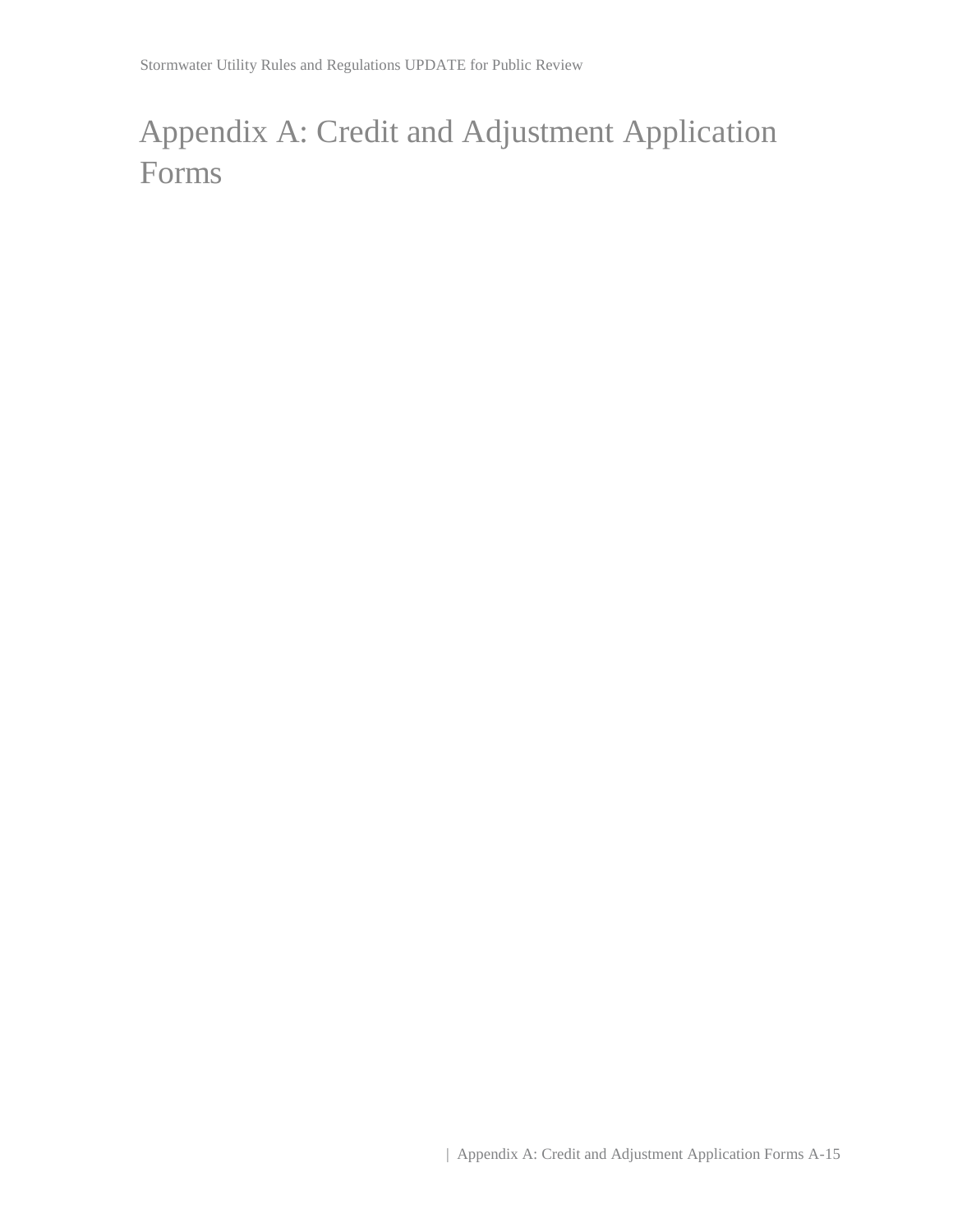# Appendix A: Credit and Adjustment Application Forms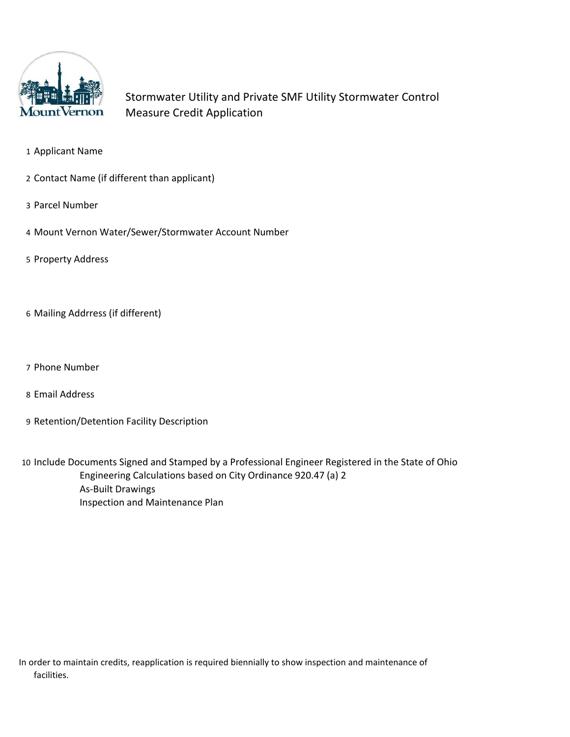# Stormwater Utility and Private SMF Utility Stormwater Control Measure Credit Application

1. Applicant Name
2. Contact Name (if different than applicant)
3. Parcel Number
4. Mount Vernon Water/Sewer/Stormwater Account Number
5. Property Address
6. Mailing Addrress (if different)
7. Phone Number
8. Email Address
9. Retention/Detention Facility Description
10. Include Documents Signed and Stamped by a Professional Engineer Registered in the State of Ohio
    - Engineering Calculations based on City Ordinance 920.47 (a) 2
    - As-Built Drawings
    - Inspection and Maintenance Plan

In order to maintain credits, reapplication is required biennially to show inspection and maintenance of facilities.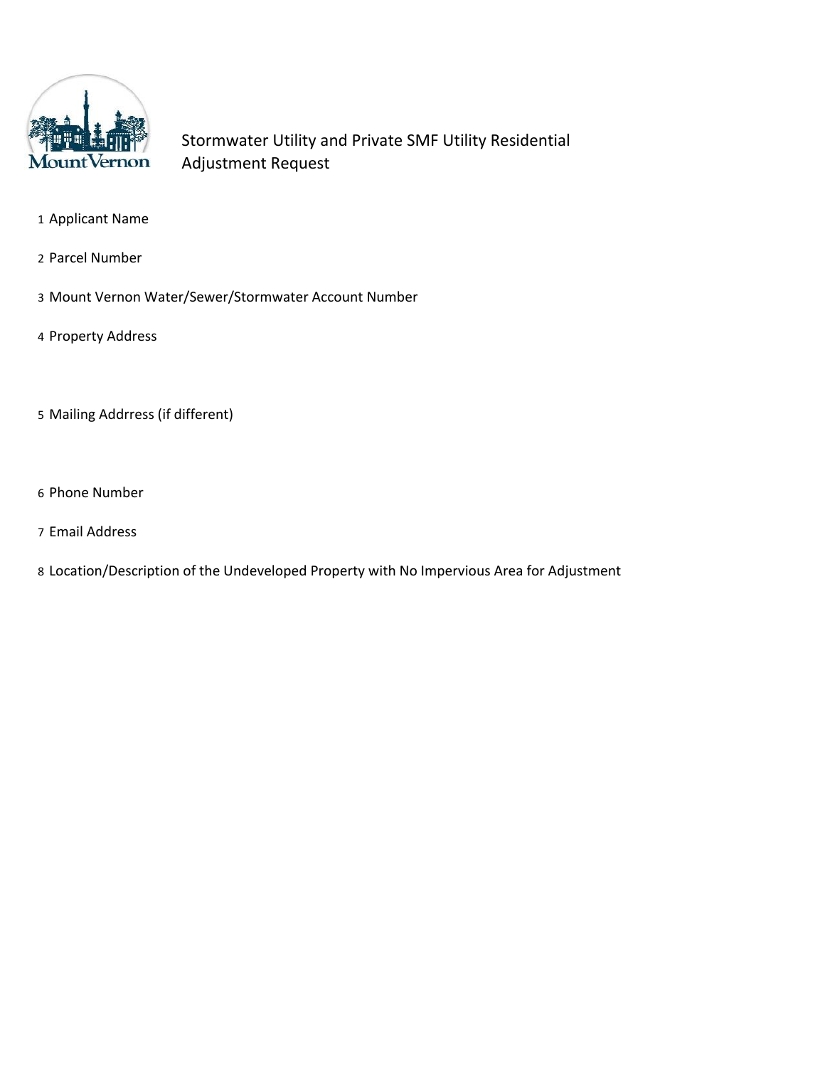# Stormwater Utility and Private SMF Utility Residential Adjustment Request

1 Applicant Name

2 Parcel Number

3 Mount Vernon Water/Sewer/Stormwater Account Number

4 Property Address

5 Mailing Addrress (if different)

6 Phone Number

7 Email Address

8 Location/Description of the Undeveloped Property with No Impervious Area for Adjustment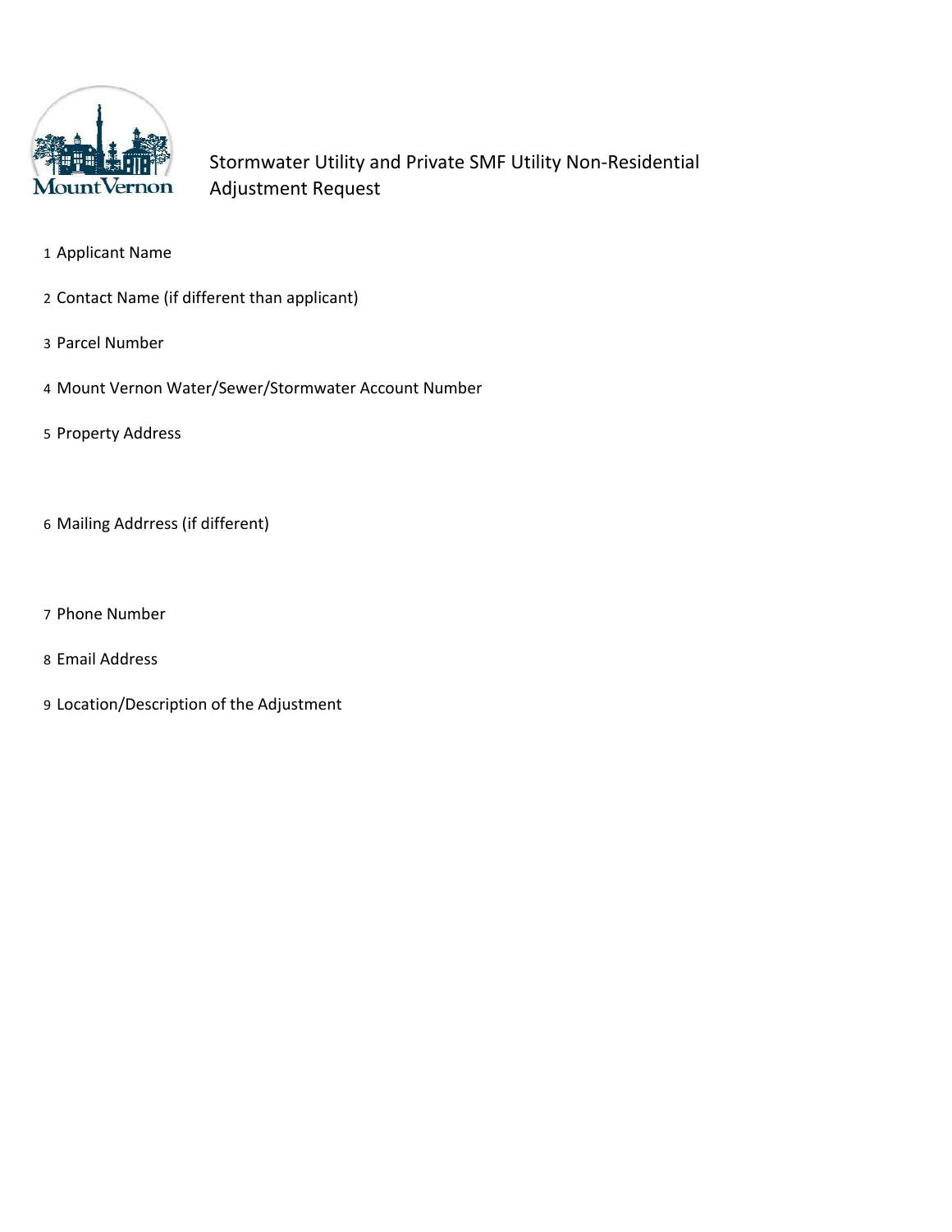MountVernon

# Stormwater Utility and Private SMF Utility Non-Residential Adjustment Request

1 Applicant Name

2 Contact Name (if different than applicant)

3 Parcel Number

4 Mount Vernon Water/Sewer/Stormwater Account Number

5 Property Address

6 Mailing Addrress (if different)

7 Phone Number

8 Email Address

9 Location/Description of the Adjustment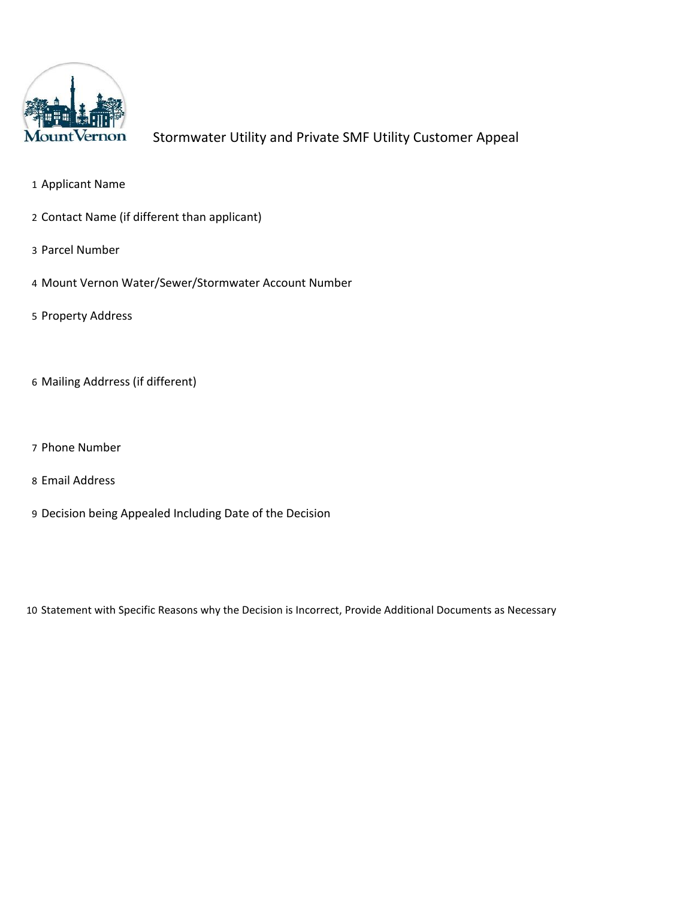MountVernon

# Stormwater Utility and Private SMF Utility Customer Appeal

1 Applicant Name

2 Contact Name (if different than applicant)

3 Parcel Number

4 Mount Vernon Water/Sewer/Stormwater Account Number

5 Property Address

6 Mailing Addrress (if different)

7 Phone Number

8 Email Address

9 Decision being Appealed Including Date of the Decision

10 Statement with Specific Reasons why the Decision is Incorrect, Provide Additional Documents as Necessary